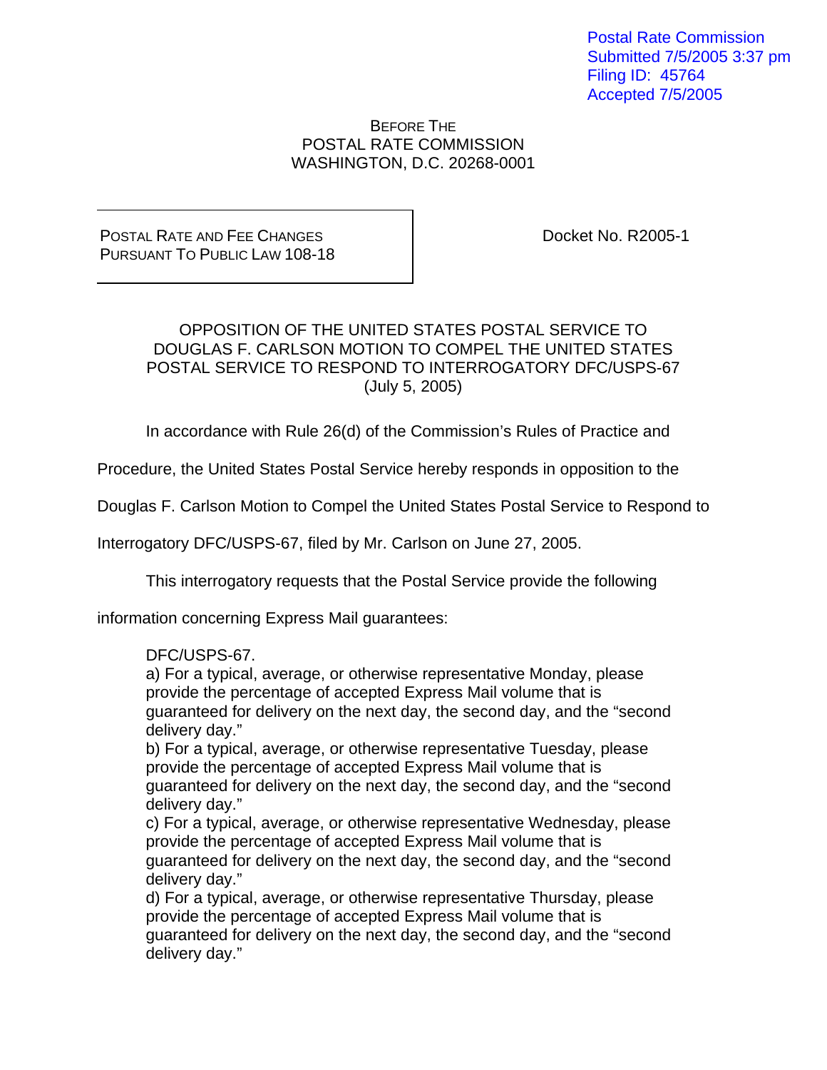Postal Rate Commission
Submitted 7/5/2005 3:37 pm
Filing ID: 45764
Accepted 7/5/2005

BEFORE THE
POSTAL RATE COMMISSION
WASHINGTON, D.C. 20268-0001

| POSTAL RATE AND FEE CHANGES PURSUANT TO PUBLIC LAW 108-18 | Docket No. R2005-1 |
|---|---|

# OPPOSITION OF THE UNITED STATES POSTAL SERVICE TO DOUGLAS F. CARLSON MOTION TO COMPEL THE UNITED STATES POSTAL SERVICE TO RESPOND TO INTERROGATORY DFC/USPS-67 (July 5, 2005)

In accordance with Rule 26(d) of the Commission's Rules of Practice and Procedure, the United States Postal Service hereby responds in opposition to the Douglas F. Carlson Motion to Compel the United States Postal Service to Respond to Interrogatory DFC/USPS-67, filed by Mr. Carlson on June 27, 2005.

This interrogatory requests that the Postal Service provide the following information concerning Express Mail guarantees:

> DFC/USPS-67.
> a) For a typical, average, or otherwise representative Monday, please provide the percentage of accepted Express Mail volume that is guaranteed for delivery on the next day, the second day, and the "second delivery day."
> b) For a typical, average, or otherwise representative Tuesday, please provide the percentage of accepted Express Mail volume that is guaranteed for delivery on the next day, the second day, and the "second delivery day."
> c) For a typical, average, or otherwise representative Wednesday, please provide the percentage of accepted Express Mail volume that is guaranteed for delivery on the next day, the second day, and the "second delivery day."
> d) For a typical, average, or otherwise representative Thursday, please provide the percentage of accepted Express Mail volume that is guaranteed for delivery on the next day, the second day, and the "second delivery day."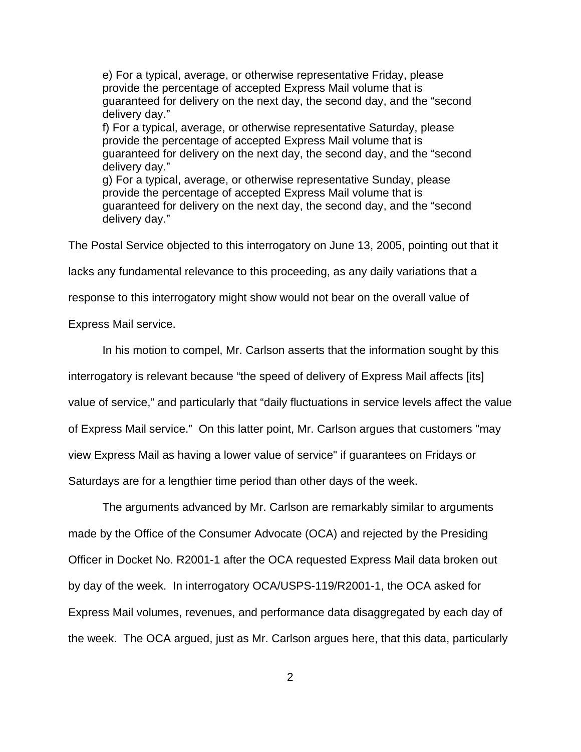e) For a typical, average, or otherwise representative Friday, please provide the percentage of accepted Express Mail volume that is guaranteed for delivery on the next day, the second day, and the "second delivery day."

f) For a typical, average, or otherwise representative Saturday, please provide the percentage of accepted Express Mail volume that is guaranteed for delivery on the next day, the second day, and the "second delivery day."

g) For a typical, average, or otherwise representative Sunday, please provide the percentage of accepted Express Mail volume that is guaranteed for delivery on the next day, the second day, and the "second delivery day."

The Postal Service objected to this interrogatory on June 13, 2005, pointing out that it lacks any fundamental relevance to this proceeding, as any daily variations that a response to this interrogatory might show would not bear on the overall value of Express Mail service.

In his motion to compel, Mr. Carlson asserts that the information sought by this interrogatory is relevant because "the speed of delivery of Express Mail affects [its] value of service," and particularly that "daily fluctuations in service levels affect the value of Express Mail service." On this latter point, Mr. Carlson argues that customers "may view Express Mail as having a lower value of service" if guarantees on Fridays or Saturdays are for a lengthier time period than other days of the week.

The arguments advanced by Mr. Carlson are remarkably similar to arguments made by the Office of the Consumer Advocate (OCA) and rejected by the Presiding Officer in Docket No. R2001-1 after the OCA requested Express Mail data broken out by day of the week. In interrogatory OCA/USPS-119/R2001-1, the OCA asked for Express Mail volumes, revenues, and performance data disaggregated by each day of the week. The OCA argued, just as Mr. Carlson argues here, that this data, particularly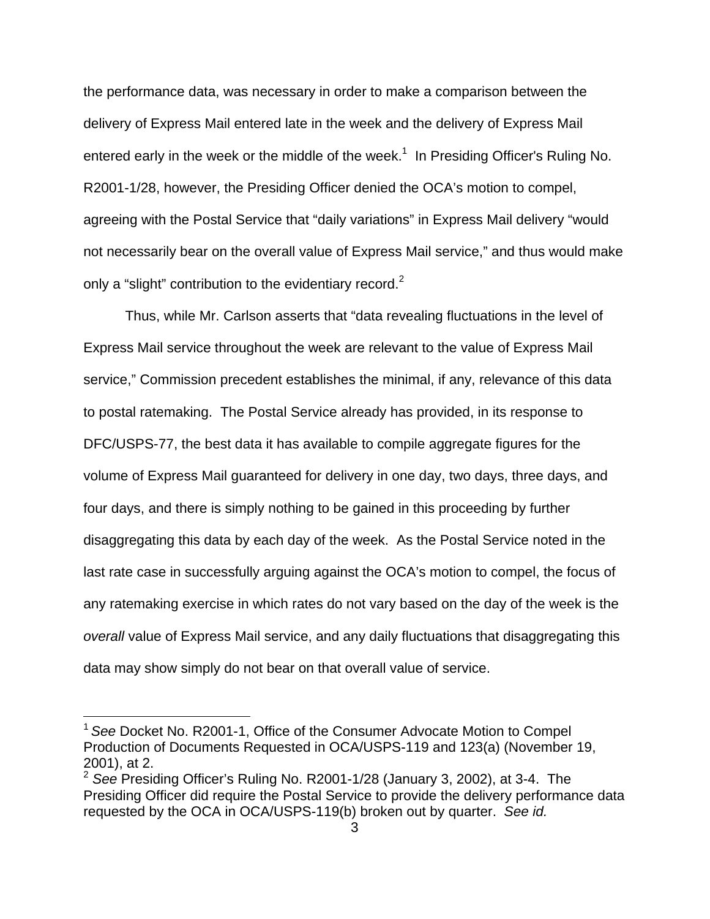the performance data, was necessary in order to make a comparison between the delivery of Express Mail entered late in the week and the delivery of Express Mail entered early in the week or the middle of the week.[1] In Presiding Officer's Ruling No. R2001-1/28, however, the Presiding Officer denied the OCA's motion to compel, agreeing with the Postal Service that "daily variations" in Express Mail delivery "would not necessarily bear on the overall value of Express Mail service," and thus would make only a "slight" contribution to the evidentiary record.[2]

Thus, while Mr. Carlson asserts that "data revealing fluctuations in the level of Express Mail service throughout the week are relevant to the value of Express Mail service," Commission precedent establishes the minimal, if any, relevance of this data to postal ratemaking. The Postal Service already has provided, in its response to DFC/USPS-77, the best data it has available to compile aggregate figures for the volume of Express Mail guaranteed for delivery in one day, two days, three days, and four days, and there is simply nothing to be gained in this proceeding by further disaggregating this data by each day of the week. As the Postal Service noted in the last rate case in successfully arguing against the OCA's motion to compel, the focus of any ratemaking exercise in which rates do not vary based on the day of the week is the *overall* value of Express Mail service, and any daily fluctuations that disaggregating this data may show simply do not bear on that overall value of service.

---

[1] *See* Docket No. R2001-1, Office of the Consumer Advocate Motion to Compel Production of Documents Requested in OCA/USPS-119 and 123(a) (November 19, 2001), at 2.

[2] *See* Presiding Officer's Ruling No. R2001-1/28 (January 3, 2002), at 3-4. The Presiding Officer did require the Postal Service to provide the delivery performance data requested by the OCA in OCA/USPS-119(b) broken out by quarter. *See id.*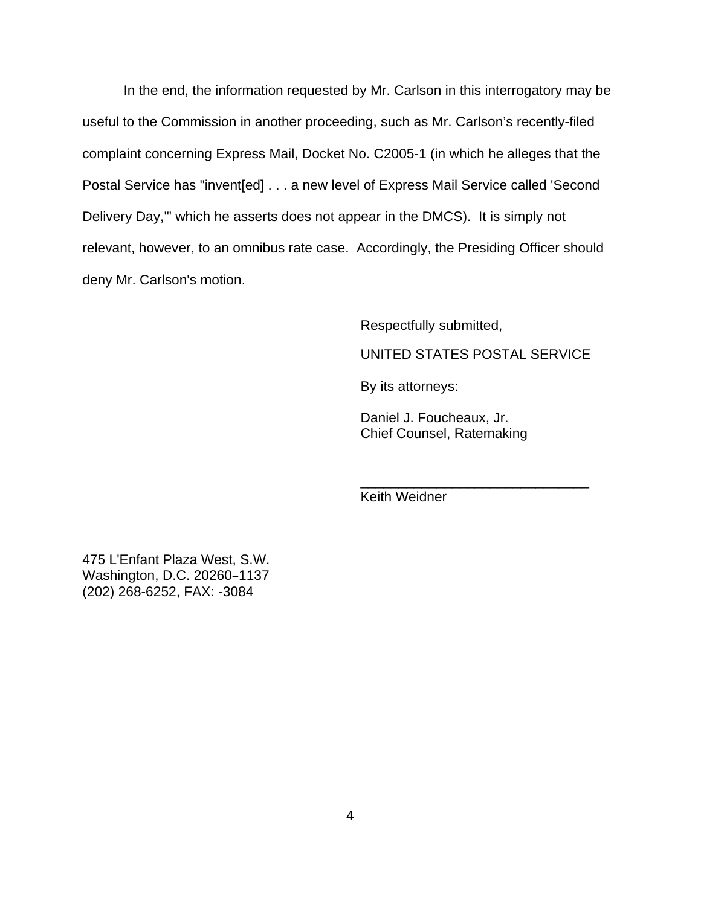In the end, the information requested by Mr. Carlson in this interrogatory may be useful to the Commission in another proceeding, such as Mr. Carlson's recently-filed complaint concerning Express Mail, Docket No. C2005-1 (in which he alleges that the Postal Service has "invent[ed] . . . a new level of Express Mail Service called 'Second Delivery Day,'" which he asserts does not appear in the DMCS). It is simply not relevant, however, to an omnibus rate case. Accordingly, the Presiding Officer should deny Mr. Carlson's motion.

Respectfully submitted,

UNITED STATES POSTAL SERVICE

By its attorneys:

Daniel J. Foucheaux, Jr.
Chief Counsel, Ratemaking

______________________________
Keith Weidner

475 L'Enfant Plaza West, S.W.
Washington, D.C. 20260–1137
(202) 268-6252, FAX: -3084